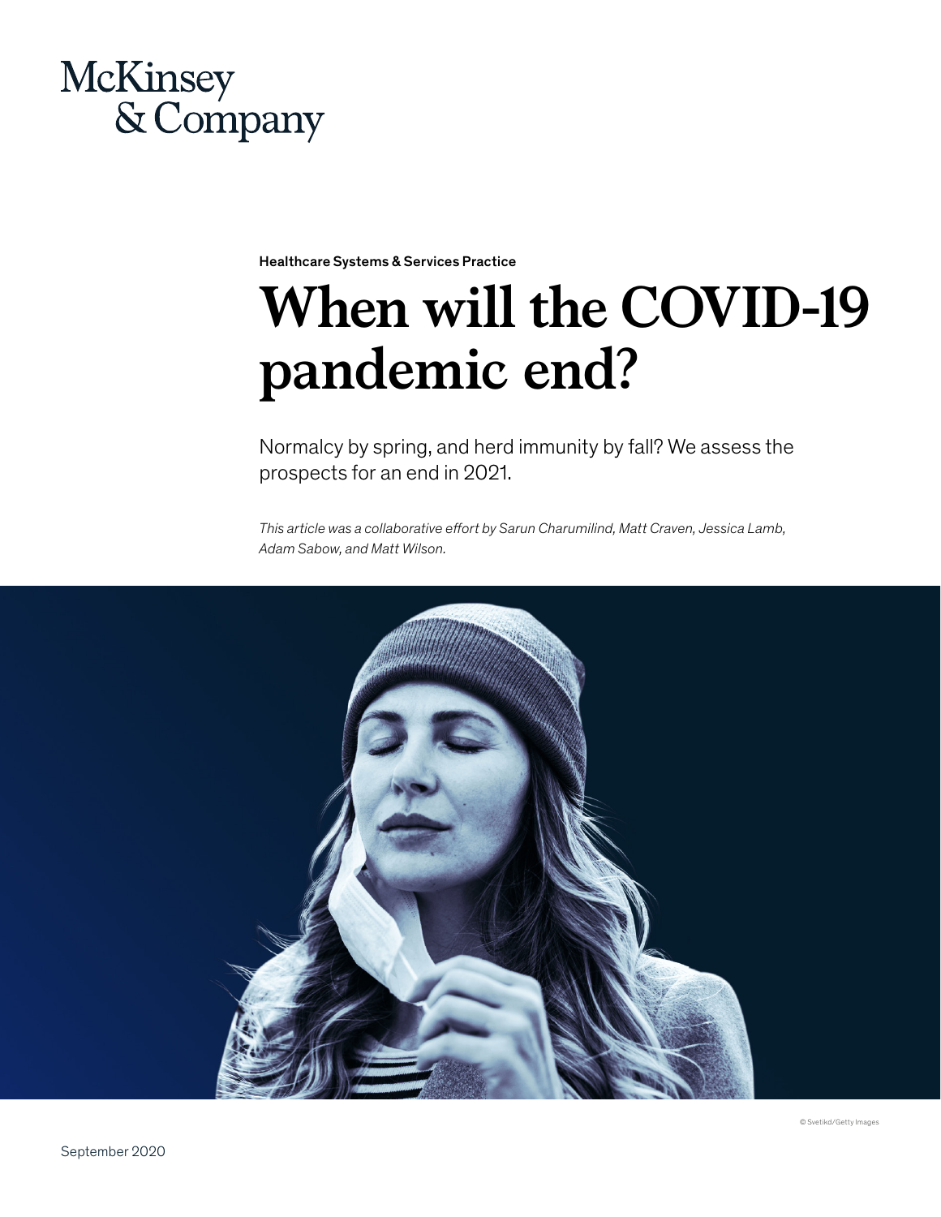McKinsey & Company

Healthcare Systems & Services Practice

# When will the COVID-19 pandemic end?

Normalcy by spring, and herd immunity by fall? We assess the prospects for an end in 2021.

*This article was a collaborative effort by Sarun Charumilind, Matt Craven, Jessica Lamb, Adam Sabow, and Matt Wilson.*

© Svetikd/Getty Images

September 2020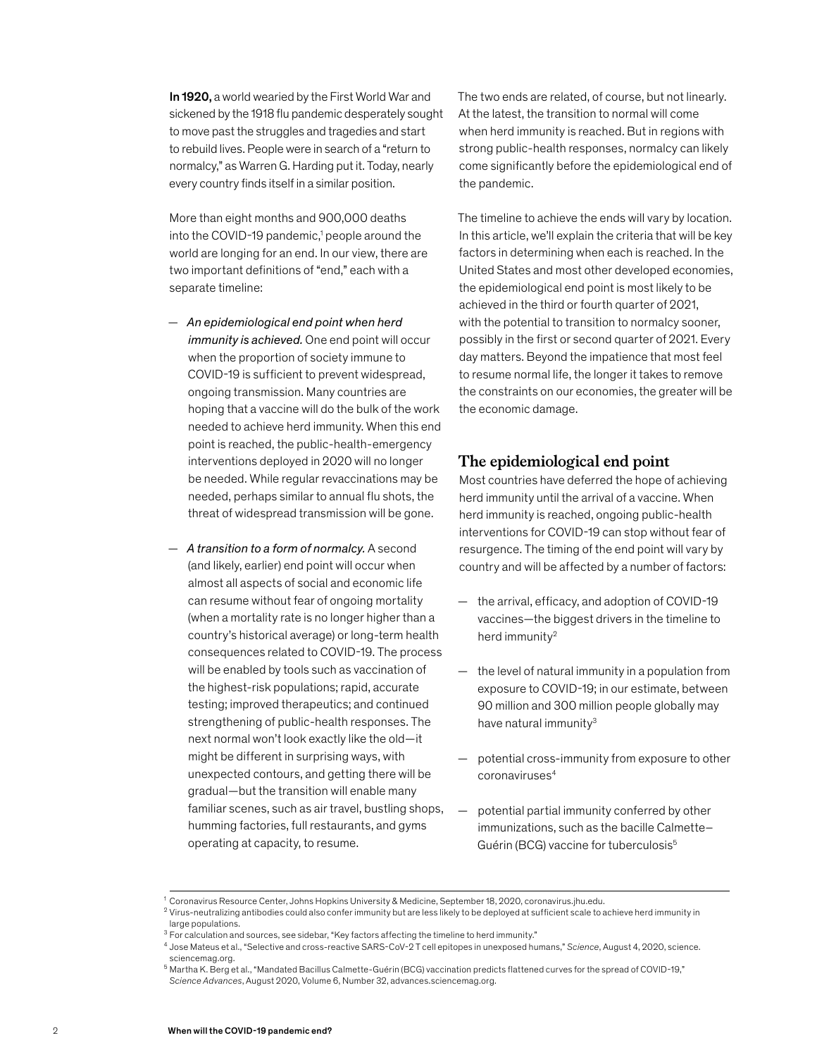**In 1920,** a world wearied by the First World War and sickened by the 1918 flu pandemic desperately sought to move past the struggles and tragedies and start to rebuild lives. People were in search of a "return to normalcy," as Warren G. Harding put it. Today, nearly every country finds itself in a similar position.

More than eight months and 900,000 deaths into the COVID-19 pandemic,[1] people around the world are longing for an end. In our view, there are two important definitions of "end," each with a separate timeline:

— *An epidemiological end point when herd immunity is achieved.* One end point will occur when the proportion of society immune to COVID-19 is sufficient to prevent widespread, ongoing transmission. Many countries are hoping that a vaccine will do the bulk of the work needed to achieve herd immunity. When this end point is reached, the public-health-emergency interventions deployed in 2020 will no longer be needed. While regular revaccinations may be needed, perhaps similar to annual flu shots, the threat of widespread transmission will be gone.

— *A transition to a form of normalcy.* A second (and likely, earlier) end point will occur when almost all aspects of social and economic life can resume without fear of ongoing mortality (when a mortality rate is no longer higher than a country's historical average) or long-term health consequences related to COVID-19. The process will be enabled by tools such as vaccination of the highest-risk populations; rapid, accurate testing; improved therapeutics; and continued strengthening of public-health responses. The next normal won't look exactly like the old—it might be different in surprising ways, with unexpected contours, and getting there will be gradual—but the transition will enable many familiar scenes, such as air travel, bustling shops, humming factories, full restaurants, and gyms operating at capacity, to resume.

The two ends are related, of course, but not linearly. At the latest, the transition to normal will come when herd immunity is reached. But in regions with strong public-health responses, normalcy can likely come significantly before the epidemiological end of the pandemic.

The timeline to achieve the ends will vary by location. In this article, we'll explain the criteria that will be key factors in determining when each is reached. In the United States and most other developed economies, the epidemiological end point is most likely to be achieved in the third or fourth quarter of 2021, with the potential to transition to normalcy sooner, possibly in the first or second quarter of 2021. Every day matters. Beyond the impatience that most feel to resume normal life, the longer it takes to remove the constraints on our economies, the greater will be the economic damage.

## The epidemiological end point

Most countries have deferred the hope of achieving herd immunity until the arrival of a vaccine. When herd immunity is reached, ongoing public-health interventions for COVID-19 can stop without fear of resurgence. The timing of the end point will vary by country and will be affected by a number of factors:

— the arrival, efficacy, and adoption of COVID-19 vaccines—the biggest drivers in the timeline to herd immunity[2]

— the level of natural immunity in a population from exposure to COVID-19; in our estimate, between 90 million and 300 million people globally may have natural immunity[3]

— potential cross-immunity from exposure to other coronaviruses[4]

— potential partial immunity conferred by other immunizations, such as the bacille Calmette–Guérin (BCG) vaccine for tuberculosis[5]

---

[1] Coronavirus Resource Center, Johns Hopkins University & Medicine, September 18, 2020, coronavirus.jhu.edu.

[2] Virus-neutralizing antibodies could also confer immunity but are less likely to be deployed at sufficient scale to achieve herd immunity in large populations.

[3] For calculation and sources, see sidebar, "Key factors affecting the timeline to herd immunity."

[4] Jose Mateus et al., "Selective and cross-reactive SARS-CoV-2 T cell epitopes in unexposed humans," *Science*, August 4, 2020, science.sciencemag.org.

[5] Martha K. Berg et al., "Mandated Bacillus Calmette-Guérin (BCG) vaccination predicts flattened curves for the spread of COVID-19," *Science Advances*, August 2020, Volume 6, Number 32, advances.sciencemag.org.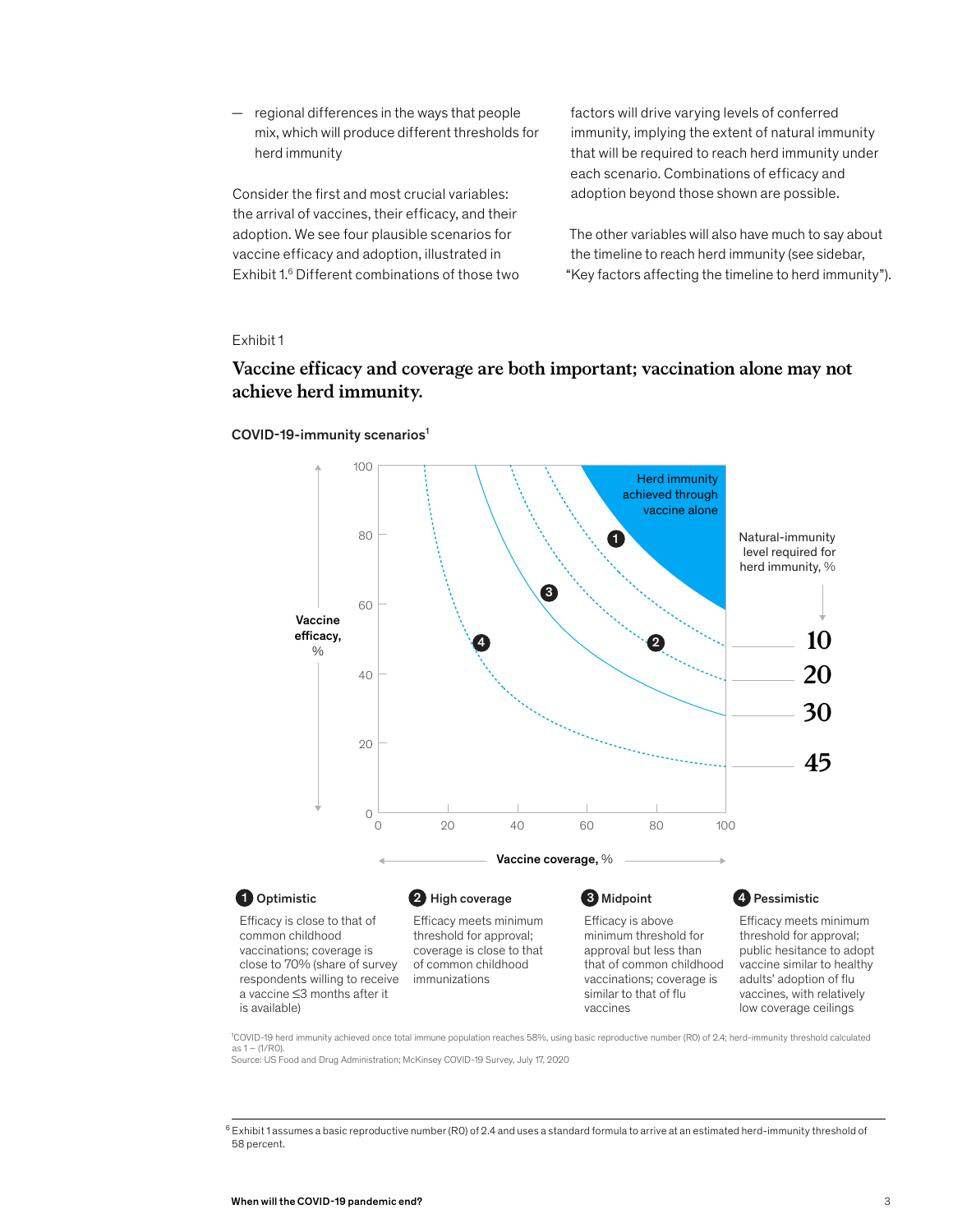- regional differences in the ways that people mix, which will produce different thresholds for herd immunity

Consider the first and most crucial variables: the arrival of vaccines, their efficacy, and their adoption. We see four plausible scenarios for vaccine efficacy and adoption, illustrated in Exhibit 1.[6] Different combinations of those two factors will drive varying levels of conferred immunity, implying the extent of natural immunity that will be required to reach herd immunity under each scenario. Combinations of efficacy and adoption beyond those shown are possible.

The other variables will also have much to say about the timeline to reach herd immunity (see sidebar, "Key factors affecting the timeline to herd immunity").

Exhibit 1

## Vaccine efficacy and coverage are both important; vaccination alone may not achieve herd immunity.

**COVID-19-immunity scenarios**[1]

Herd immunity achieved through vaccine alone

Natural-immunity level required for herd immunity, %: 10, 20, 30, 45

Vaccine efficacy, % (0–100)

Vaccine coverage, % (0–100)

**1 Optimistic**
Efficacy is close to that of common childhood vaccinations; coverage is close to 70% (share of survey respondents willing to receive a vaccine ≤3 months after it is available)

**2 High coverage**
Efficacy meets minimum threshold for approval; coverage is close to that of common childhood immunizations

**3 Midpoint**
Efficacy is above minimum threshold for approval but less than that of common childhood vaccinations; coverage is similar to that of flu vaccines

**4 Pessimistic**
Efficacy meets minimum threshold for approval; public hesitance to adopt vaccine similar to healthy adults' adoption of flu vaccines, with relatively low coverage ceilings

[1]COVID-19 herd immunity achieved once total immune population reaches 58%, using basic reproductive number (R0) of 2.4; herd-immunity threshold calculated as 1 – (1/R0).
Source: US Food and Drug Administration; McKinsey COVID-19 Survey, July 17, 2020

[6] Exhibit 1 assumes a basic reproductive number (R0) of 2.4 and uses a standard formula to arrive at an estimated herd-immunity threshold of 58 percent.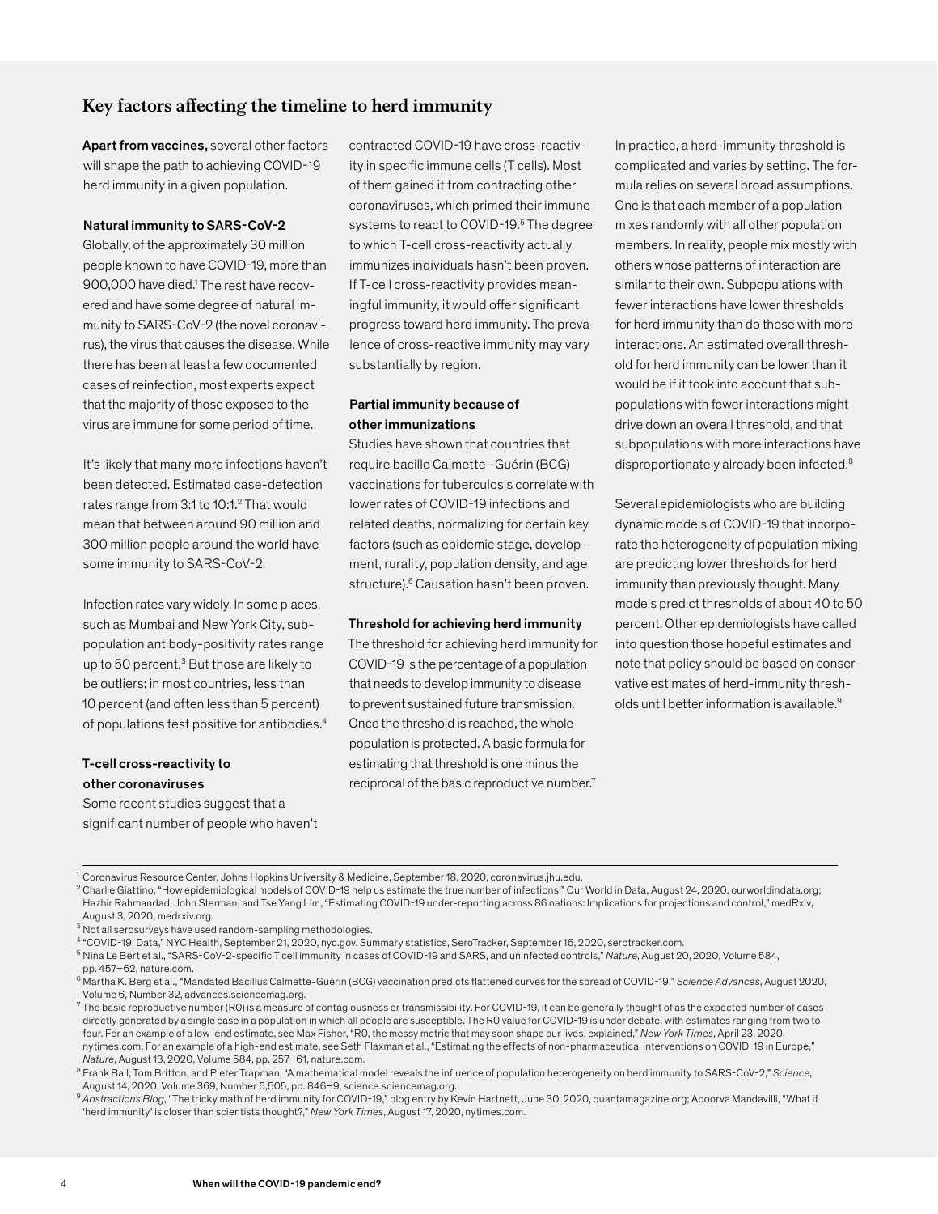## Key factors affecting the timeline to herd immunity

**Apart from vaccines,** several other factors will shape the path to achieving COVID-19 herd immunity in a given population.

### Natural immunity to SARS-CoV-2

Globally, of the approximately 30 million people known to have COVID-19, more than 900,000 have died.[1] The rest have recovered and have some degree of natural immunity to SARS-CoV-2 (the novel coronavirus), the virus that causes the disease. While there has been at least a few documented cases of reinfection, most experts expect that the majority of those exposed to the virus are immune for some period of time.

It's likely that many more infections haven't been detected. Estimated case-detection rates range from 3:1 to 10:1.[2] That would mean that between around 90 million and 300 million people around the world have some immunity to SARS-CoV-2.

Infection rates vary widely. In some places, such as Mumbai and New York City, subpopulation antibody-positivity rates range up to 50 percent.[3] But those are likely to be outliers: in most countries, less than 10 percent (and often less than 5 percent) of populations test positive for antibodies.[4]

### T-cell cross-reactivity to other coronaviruses

Some recent studies suggest that a significant number of people who haven't contracted COVID-19 have cross-reactivity in specific immune cells (T cells). Most of them gained it from contracting other coronaviruses, which primed their immune systems to react to COVID-19.[5] The degree to which T-cell cross-reactivity actually immunizes individuals hasn't been proven. If T-cell cross-reactivity provides meaningful immunity, it would offer significant progress toward herd immunity. The prevalence of cross-reactive immunity may vary substantially by region.

### Partial immunity because of other immunizations

Studies have shown that countries that require bacille Calmette–Guérin (BCG) vaccinations for tuberculosis correlate with lower rates of COVID-19 infections and related deaths, normalizing for certain key factors (such as epidemic stage, development, rurality, population density, and age structure).[6] Causation hasn't been proven.

### Threshold for achieving herd immunity

The threshold for achieving herd immunity for COVID-19 is the percentage of a population that needs to develop immunity to disease to prevent sustained future transmission. Once the threshold is reached, the whole population is protected. A basic formula for estimating that threshold is one minus the reciprocal of the basic reproductive number.[7]

In practice, a herd-immunity threshold is complicated and varies by setting. The formula relies on several broad assumptions. One is that each member of a population mixes randomly with all other population members. In reality, people mix mostly with others whose patterns of interaction are similar to their own. Subpopulations with fewer interactions have lower thresholds for herd immunity than do those with more interactions. An estimated overall threshold for herd immunity can be lower than it would be if it took into account that subpopulations with fewer interactions might drive down an overall threshold, and that subpopulations with more interactions have disproportionately already been infected.[8]

Several epidemiologists who are building dynamic models of COVID-19 that incorporate the heterogeneity of population mixing are predicting lower thresholds for herd immunity than previously thought. Many models predict thresholds of about 40 to 50 percent. Other epidemiologists have called into question those hopeful estimates and note that policy should be based on conservative estimates of herd-immunity thresholds until better information is available.[9]

---

[1] Coronavirus Resource Center, Johns Hopkins University & Medicine, September 18, 2020, coronavirus.jhu.edu.

[2] Charlie Giattino, "How epidemiological models of COVID-19 help us estimate the true number of infections," Our World in Data, August 24, 2020, ourworldindata.org; Hazhir Rahmandad, John Sterman, and Tse Yang Lim, "Estimating COVID-19 under-reporting across 86 nations: Implications for projections and control," medRxiv, August 3, 2020, medrxiv.org.

[3] Not all serosurveys have used random-sampling methodologies.

[4] "COVID-19: Data," NYC Health, September 21, 2020, nyc.gov. Summary statistics, SeroTracker, September 16, 2020, serotracker.com.

[5] Nina Le Bert et al., "SARS-CoV-2-specific T cell immunity in cases of COVID-19 and SARS, and uninfected controls," *Nature*, August 20, 2020, Volume 584, pp. 457–62, nature.com.

[6] Martha K. Berg et al., "Mandated Bacillus Calmette-Guérin (BCG) vaccination predicts flattened curves for the spread of COVID-19," *Science Advances*, August 2020, Volume 6, Number 32, advances.sciencemag.org.

[7] The basic reproductive number (R0) is a measure of contagiousness or transmissibility. For COVID-19, it can be generally thought of as the expected number of cases directly generated by a single case in a population in which all people are susceptible. The R0 value for COVID-19 is under debate, with estimates ranging from two to four. For an example of a low-end estimate, see Max Fisher, "R0, the messy metric that may soon shape our lives, explained," *New York Times*, April 23, 2020, nytimes.com. For an example of a high-end estimate, see Seth Flaxman et al., "Estimating the effects of non-pharmaceutical interventions on COVID-19 in Europe," *Nature*, August 13, 2020, Volume 584, pp. 257–61, nature.com.

[8] Frank Ball, Tom Britton, and Pieter Trapman, "A mathematical model reveals the influence of population heterogeneity on herd immunity to SARS-CoV-2," *Science*, August 14, 2020, Volume 369, Number 6,505, pp. 846–9, science.sciencemag.org.

[9] *Abstractions Blog*, "The tricky math of herd immunity for COVID-19," blog entry by Kevin Hartnett, June 30, 2020, quantamagazine.org; Apoorva Mandavilli, "What if 'herd immunity' is closer than scientists thought?," *New York Times*, August 17, 2020, nytimes.com.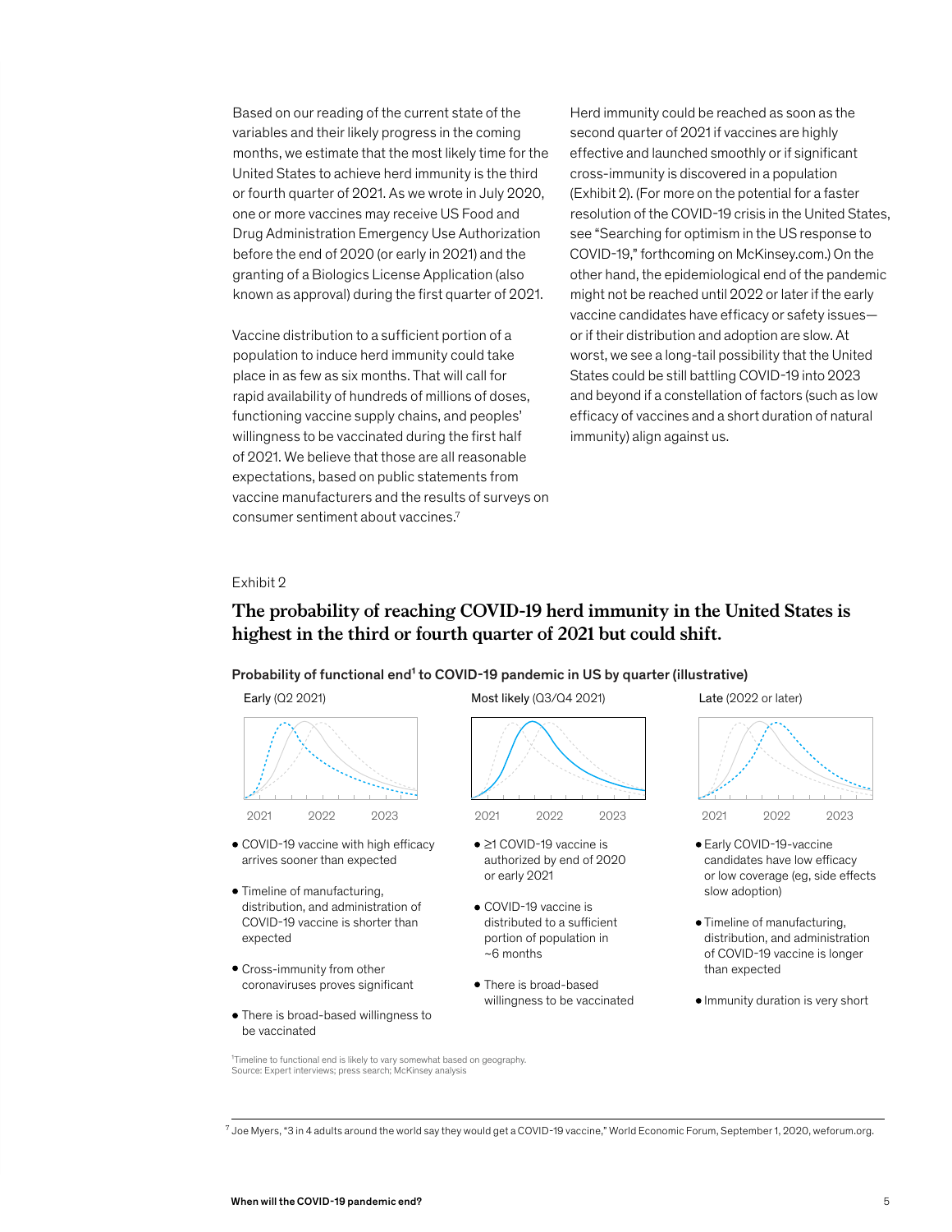Based on our reading of the current state of the variables and their likely progress in the coming months, we estimate that the most likely time for the United States to achieve herd immunity is the third or fourth quarter of 2021. As we wrote in July 2020, one or more vaccines may receive US Food and Drug Administration Emergency Use Authorization before the end of 2020 (or early in 2021) and the granting of a Biologics License Application (also known as approval) during the first quarter of 2021.

Vaccine distribution to a sufficient portion of a population to induce herd immunity could take place in as few as six months. That will call for rapid availability of hundreds of millions of doses, functioning vaccine supply chains, and peoples' willingness to be vaccinated during the first half of 2021. We believe that those are all reasonable expectations, based on public statements from vaccine manufacturers and the results of surveys on consumer sentiment about vaccines.[7]

Herd immunity could be reached as soon as the second quarter of 2021 if vaccines are highly effective and launched smoothly or if significant cross-immunity is discovered in a population (Exhibit 2). (For more on the potential for a faster resolution of the COVID-19 crisis in the United States, see "Searching for optimism in the US response to COVID-19," forthcoming on McKinsey.com.) On the other hand, the epidemiological end of the pandemic might not be reached until 2022 or later if the early vaccine candidates have efficacy or safety issues—or if their distribution and adoption are slow. At worst, we see a long-tail possibility that the United States could be still battling COVID-19 into 2023 and beyond if a constellation of factors (such as low efficacy of vaccines and a short duration of natural immunity) align against us.

Exhibit 2

## The probability of reaching COVID-19 herd immunity in the United States is highest in the third or fourth quarter of 2021 but could shift.

Probability of functional end[1] to COVID-19 pandemic in US by quarter (illustrative)

**Early** (Q2 2021)

2021 2022 2023

- COVID-19 vaccine with high efficacy arrives sooner than expected
- Timeline of manufacturing, distribution, and administration of COVID-19 vaccine is shorter than expected
- Cross-immunity from other coronaviruses proves significant
- There is broad-based willingness to be vaccinated

**Most likely** (Q3/Q4 2021)

2021 2022 2023

- ≥1 COVID-19 vaccine is authorized by end of 2020 or early 2021
- COVID-19 vaccine is distributed to a sufficient portion of population in ~6 months
- There is broad-based willingness to be vaccinated

**Late** (2022 or later)

2021 2022 2023

- Early COVID-19-vaccine candidates have low efficacy or low coverage (eg, side effects slow adoption)
- Timeline of manufacturing, distribution, and administration of COVID-19 vaccine is longer than expected
- Immunity duration is very short

[1]Timeline to functional end is likely to vary somewhat based on geography.
Source: Expert interviews; press search; McKinsey analysis

[7] Joe Myers, "3 in 4 adults around the world say they would get a COVID-19 vaccine," World Economic Forum, September 1, 2020, weforum.org.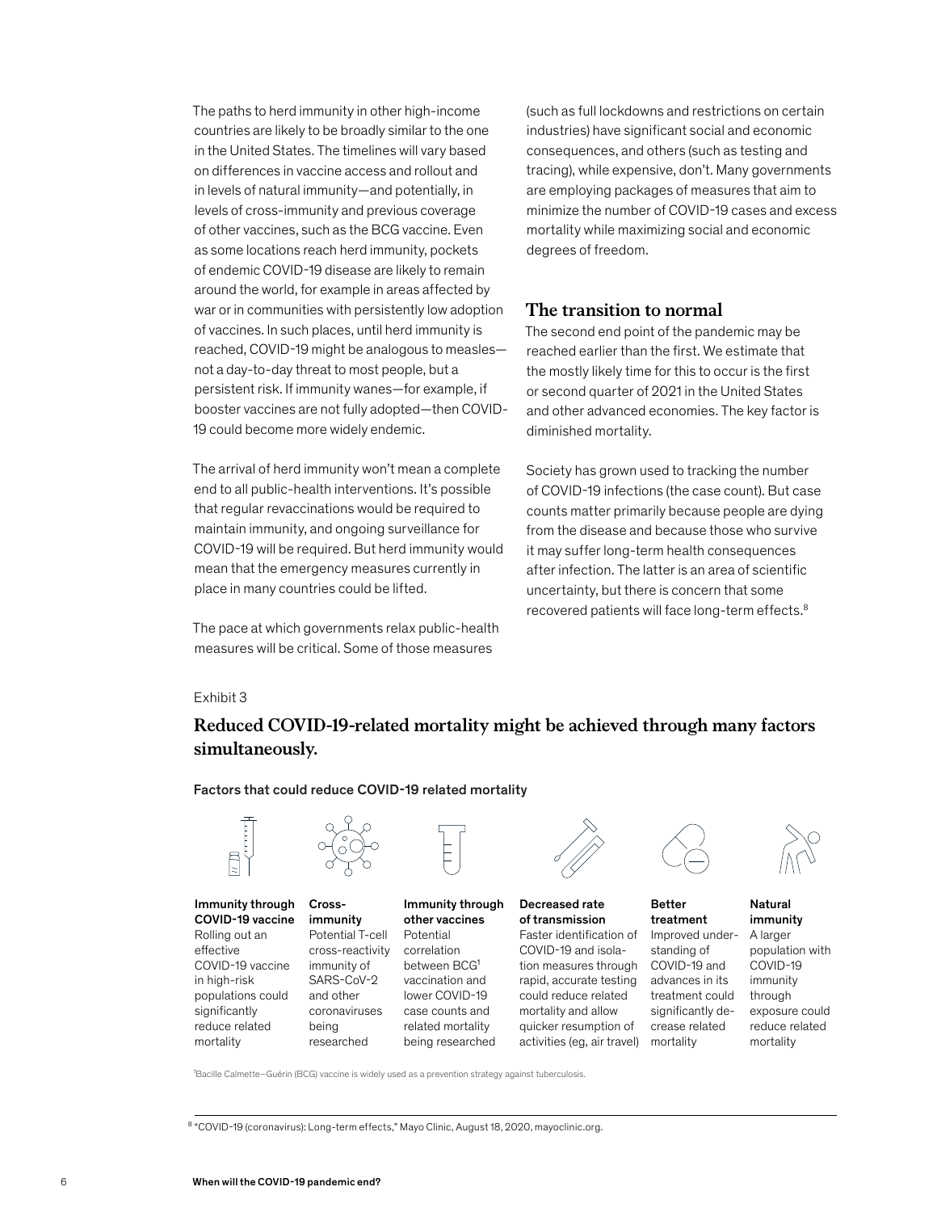The paths to herd immunity in other high-income countries are likely to be broadly similar to the one in the United States. The timelines will vary based on differences in vaccine access and rollout and in levels of natural immunity—and potentially, in levels of cross-immunity and previous coverage of other vaccines, such as the BCG vaccine. Even as some locations reach herd immunity, pockets of endemic COVID-19 disease are likely to remain around the world, for example in areas affected by war or in communities with persistently low adoption of vaccines. In such places, until herd immunity is reached, COVID-19 might be analogous to measles—not a day-to-day threat to most people, but a persistent risk. If immunity wanes—for example, if booster vaccines are not fully adopted—then COVID-19 could become more widely endemic.

The arrival of herd immunity won't mean a complete end to all public-health interventions. It's possible that regular revaccinations would be required to maintain immunity, and ongoing surveillance for COVID-19 will be required. But herd immunity would mean that the emergency measures currently in place in many countries could be lifted.

The pace at which governments relax public-health measures will be critical. Some of those measures (such as full lockdowns and restrictions on certain industries) have significant social and economic consequences, and others (such as testing and tracing), while expensive, don't. Many governments are employing packages of measures that aim to minimize the number of COVID-19 cases and excess mortality while maximizing social and economic degrees of freedom.

## The transition to normal

The second end point of the pandemic may be reached earlier than the first. We estimate that the mostly likely time for this to occur is the first or second quarter of 2021 in the United States and other advanced economies. The key factor is diminished mortality.

Society has grown used to tracking the number of COVID-19 infections (the case count). But case counts matter primarily because people are dying from the disease and because those who survive it may suffer long-term health consequences after infection. The latter is an area of scientific uncertainty, but there is concern that some recovered patients will face long-term effects.[8]

Exhibit 3

### Reduced COVID-19-related mortality might be achieved through many factors simultaneously.

Factors that could reduce COVID-19 related mortality

**Immunity through COVID-19 vaccine**
Rolling out an effective COVID-19 vaccine in high-risk populations could significantly reduce related mortality

**Cross-immunity**
Potential T-cell cross-reactivity immunity of SARS-CoV-2 and other coronaviruses being researched

**Immunity through other vaccines**
Potential correlation between BCG[1] vaccination and lower COVID-19 case counts and related mortality being researched

**Decreased rate of transmission**
Faster identification of COVID-19 and isolation measures through rapid, accurate testing could reduce related mortality and allow quicker resumption of activities (eg, air travel)

**Better treatment**
Improved understanding of COVID-19 and advances in its treatment could significantly decrease related mortality

**Natural immunity**
A larger population with COVID-19 immunity through exposure could reduce related mortality

[1]Bacille Calmette–Guérin (BCG) vaccine is widely used as a prevention strategy against tuberculosis.

[8] "COVID-19 (coronavirus): Long-term effects," Mayo Clinic, August 18, 2020, mayoclinic.org.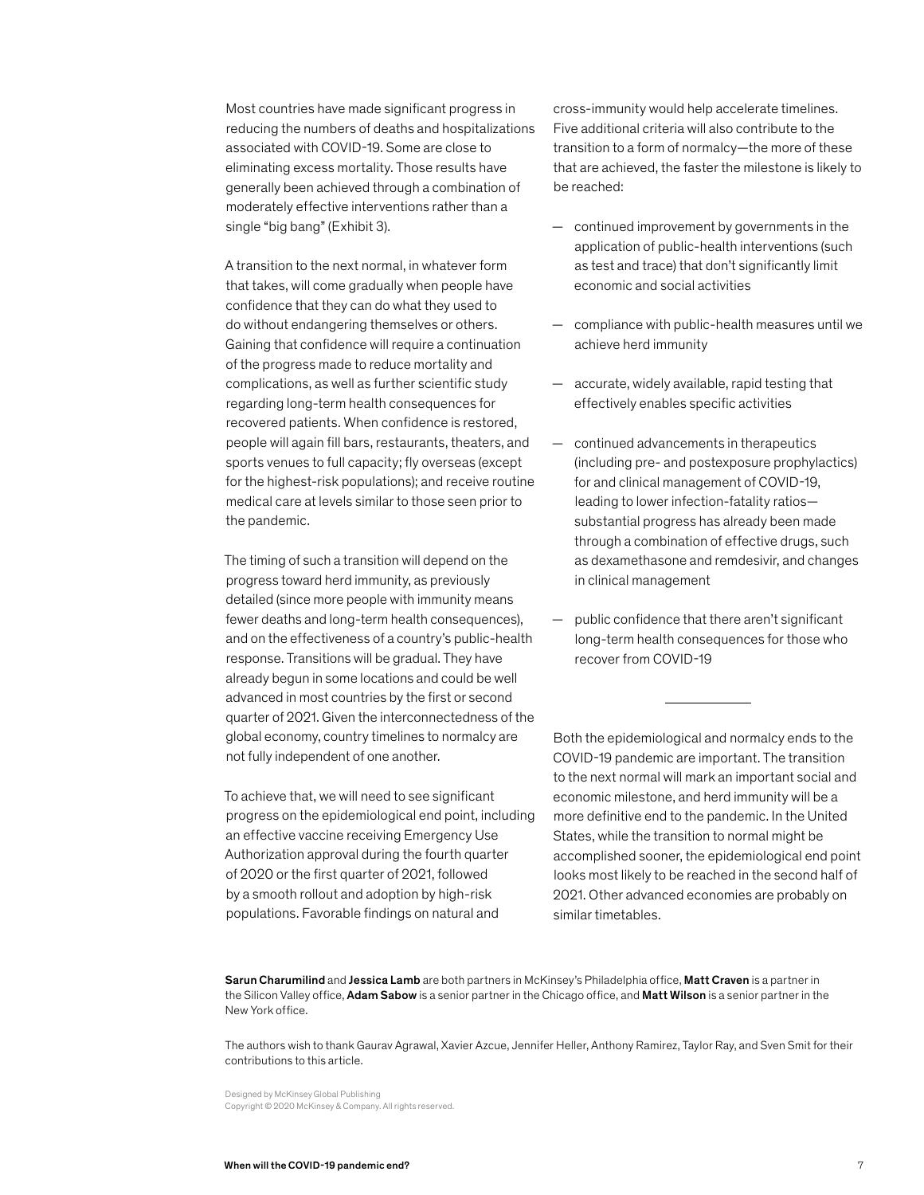Most countries have made significant progress in reducing the numbers of deaths and hospitalizations associated with COVID-19. Some are close to eliminating excess mortality. Those results have generally been achieved through a combination of moderately effective interventions rather than a single “big bang” (Exhibit 3).

A transition to the next normal, in whatever form that takes, will come gradually when people have confidence that they can do what they used to do without endangering themselves or others. Gaining that confidence will require a continuation of the progress made to reduce mortality and complications, as well as further scientific study regarding long-term health consequences for recovered patients. When confidence is restored, people will again fill bars, restaurants, theaters, and sports venues to full capacity; fly overseas (except for the highest-risk populations); and receive routine medical care at levels similar to those seen prior to the pandemic.

The timing of such a transition will depend on the progress toward herd immunity, as previously detailed (since more people with immunity means fewer deaths and long-term health consequences), and on the effectiveness of a country’s public-health response. Transitions will be gradual. They have already begun in some locations and could be well advanced in most countries by the first or second quarter of 2021. Given the interconnectedness of the global economy, country timelines to normalcy are not fully independent of one another.

To achieve that, we will need to see significant progress on the epidemiological end point, including an effective vaccine receiving Emergency Use Authorization approval during the fourth quarter of 2020 or the first quarter of 2021, followed by a smooth rollout and adoption by high-risk populations. Favorable findings on natural and cross-immunity would help accelerate timelines. Five additional criteria will also contribute to the transition to a form of normalcy—the more of these that are achieved, the faster the milestone is likely to be reached:

- continued improvement by governments in the application of public-health interventions (such as test and trace) that don’t significantly limit economic and social activities
- compliance with public-health measures until we achieve herd immunity
- accurate, widely available, rapid testing that effectively enables specific activities
- continued advancements in therapeutics (including pre- and postexposure prophylactics) for and clinical management of COVID-19, leading to lower infection-fatality ratios—substantial progress has already been made through a combination of effective drugs, such as dexamethasone and remdesivir, and changes in clinical management
- public confidence that there aren’t significant long-term health consequences for those who recover from COVID-19

---

Both the epidemiological and normalcy ends to the COVID-19 pandemic are important. The transition to the next normal will mark an important social and economic milestone, and herd immunity will be a more definitive end to the pandemic. In the United States, while the transition to normal might be accomplished sooner, the epidemiological end point looks most likely to be reached in the second half of 2021. Other advanced economies are probably on similar timetables.

**Sarun Charumilind** and **Jessica Lamb** are both partners in McKinsey’s Philadelphia office, **Matt Craven** is a partner in the Silicon Valley office, **Adam Sabow** is a senior partner in the Chicago office, and **Matt Wilson** is a senior partner in the New York office.

The authors wish to thank Gaurav Agrawal, Xavier Azcue, Jennifer Heller, Anthony Ramirez, Taylor Ray, and Sven Smit for their contributions to this article.

Designed by McKinsey Global Publishing
Copyright © 2020 McKinsey & Company. All rights reserved.